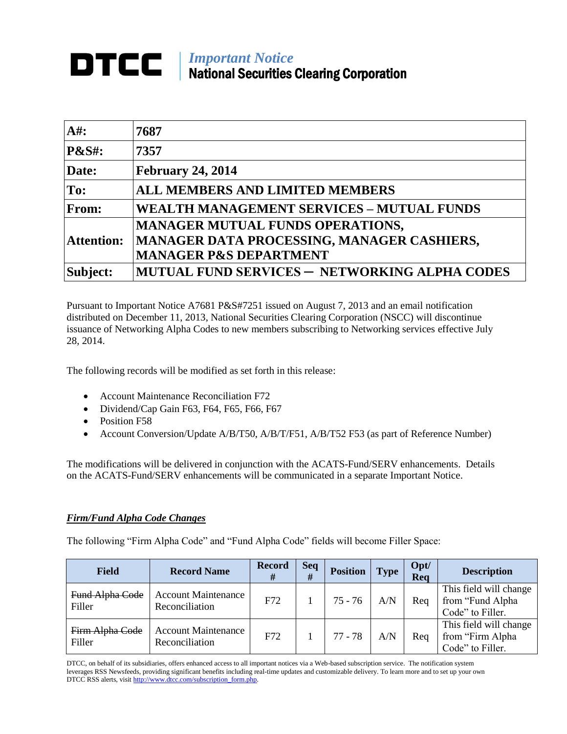# DTCC | *Important Notice* National Securities Clearing Corporation

| A#: | 7687 |
|---|---|
| P&S#: | 7357 |
| Date: | February 24, 2014 |
| To: | ALL MEMBERS AND LIMITED MEMBERS |
| From: | WEALTH MANAGEMENT SERVICES – MUTUAL FUNDS |
| Attention: | MANAGER MUTUAL FUNDS OPERATIONS, MANAGER DATA PROCESSING, MANAGER CASHIERS, MANAGER P&S DEPARTMENT |
| Subject: | MUTUAL FUND SERVICES – NETWORKING ALPHA CODES |

Pursuant to Important Notice A7681 P&S#7251 issued on August 7, 2013 and an email notification distributed on December 11, 2013, National Securities Clearing Corporation (NSCC) will discontinue issuance of Networking Alpha Codes to new members subscribing to Networking services effective July 28, 2014.

The following records will be modified as set forth in this release:

- Account Maintenance Reconciliation F72
- Dividend/Cap Gain F63, F64, F65, F66, F67
- Position F58
- Account Conversion/Update A/B/T50, A/B/T/F51, A/B/T52 F53 (as part of Reference Number)

The modifications will be delivered in conjunction with the ACATS-Fund/SERV enhancements. Details on the ACATS-Fund/SERV enhancements will be communicated in a separate Important Notice.

***Firm/Fund Alpha Code Changes***

The following "Firm Alpha Code" and "Fund Alpha Code" fields will become Filler Space:

| Field | Record Name | Record # | Seq # | Position | Type | Opt/ Req | Description |
|---|---|---|---|---|---|---|---|
| ~~Fund Alpha Code~~ Filler | Account Maintenance Reconciliation | F72 | 1 | 75 - 76 | A/N | Req | This field will change from "Fund Alpha Code" to Filler. |
| ~~Firm Alpha Code~~ Filler | Account Maintenance Reconciliation | F72 | 1 | 77 - 78 | A/N | Req | This field will change from "Firm Alpha Code" to Filler. |

DTCC, on behalf of its subsidiaries, offers enhanced access to all important notices via a Web-based subscription service. The notification system leverages RSS Newsfeeds, providing significant benefits including real-time updates and customizable delivery. To learn more and to set up your own DTCC RSS alerts, visit http://www.dtcc.com/subscription_form.php.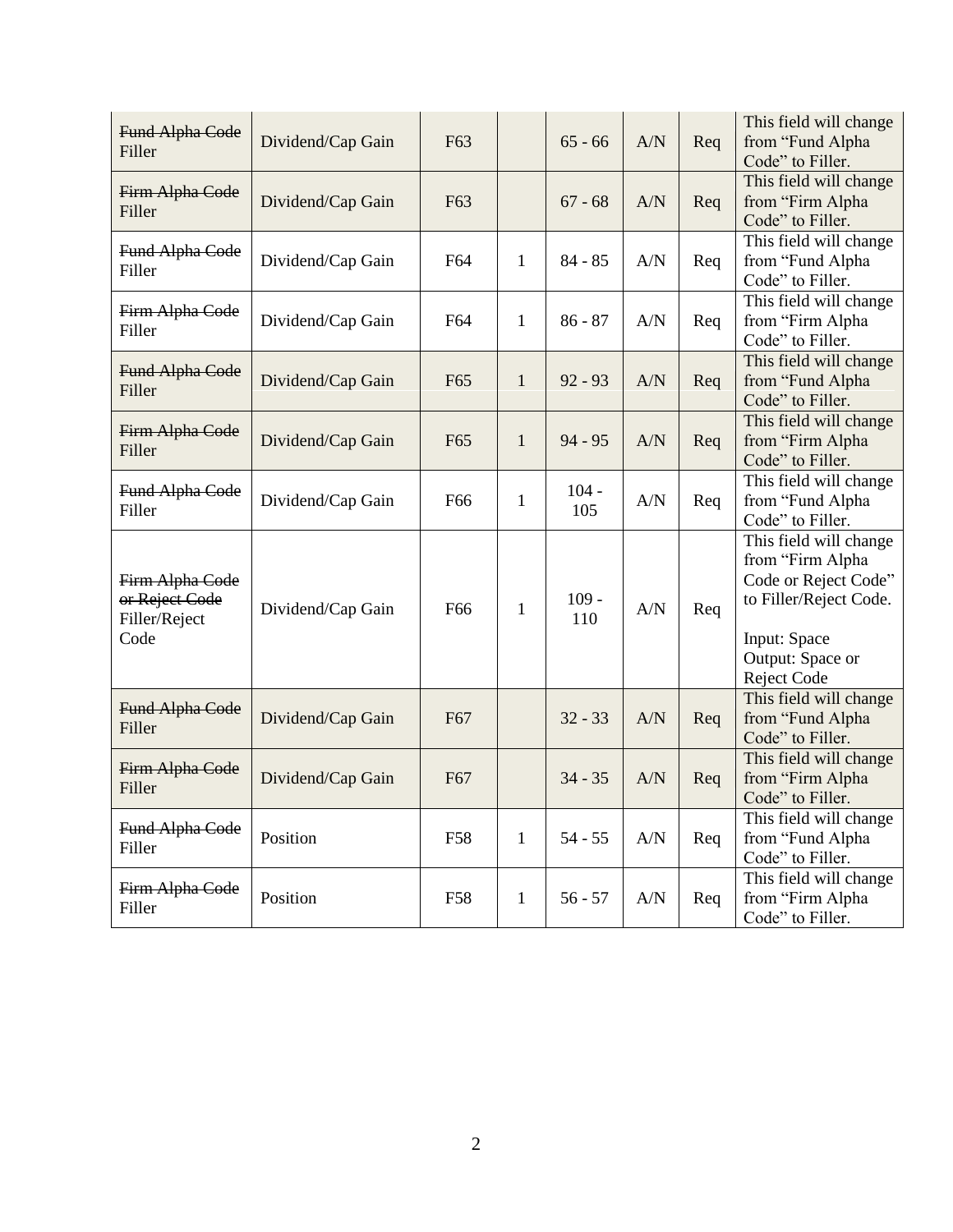| ~~Fund Alpha Code~~ Filler | Dividend/Cap Gain | F63 | | 65 - 66 | A/N | Req | This field will change from "Fund Alpha Code" to Filler. |
|---|---|---|---|---|---|---|---|
| ~~Firm Alpha Code~~ Filler | Dividend/Cap Gain | F63 | | 67 - 68 | A/N | Req | This field will change from "Firm Alpha Code" to Filler. |
| ~~Fund Alpha Code~~ Filler | Dividend/Cap Gain | F64 | 1 | 84 - 85 | A/N | Req | This field will change from "Fund Alpha Code" to Filler. |
| ~~Firm Alpha Code~~ Filler | Dividend/Cap Gain | F64 | 1 | 86 - 87 | A/N | Req | This field will change from "Firm Alpha Code" to Filler. |
| ~~Fund Alpha Code~~ Filler | Dividend/Cap Gain | F65 | 1 | 92 - 93 | A/N | Req | This field will change from "Fund Alpha Code" to Filler. |
| ~~Firm Alpha Code~~ Filler | Dividend/Cap Gain | F65 | 1 | 94 - 95 | A/N | Req | This field will change from "Firm Alpha Code" to Filler. |
| ~~Fund Alpha Code~~ Filler | Dividend/Cap Gain | F66 | 1 | 104 - 105 | A/N | Req | This field will change from "Fund Alpha Code" to Filler. |
| ~~Firm Alpha Code or Reject Code~~ Filler/Reject Code | Dividend/Cap Gain | F66 | 1 | 109 - 110 | A/N | Req | This field will change from "Firm Alpha Code or Reject Code" to Filler/Reject Code.<br><br>Input: Space<br>Output: Space or Reject Code |
| ~~Fund Alpha Code~~ Filler | Dividend/Cap Gain | F67 | | 32 - 33 | A/N | Req | This field will change from "Fund Alpha Code" to Filler. |
| ~~Firm Alpha Code~~ Filler | Dividend/Cap Gain | F67 | | 34 - 35 | A/N | Req | This field will change from "Firm Alpha Code" to Filler. |
| ~~Fund Alpha Code~~ Filler | Position | F58 | 1 | 54 - 55 | A/N | Req | This field will change from "Fund Alpha Code" to Filler. |
| ~~Firm Alpha Code~~ Filler | Position | F58 | 1 | 56 - 57 | A/N | Req | This field will change from "Firm Alpha Code" to Filler. |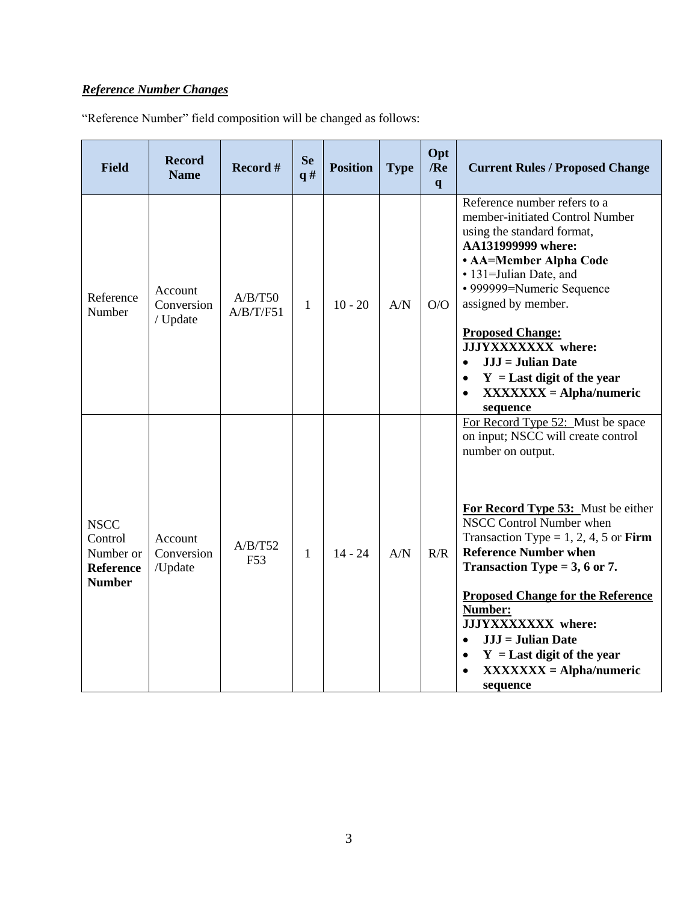***Reference Number Changes***

"Reference Number" field composition will be changed as follows:

| Field | Record Name | Record # | Seq # | Position | Type | Opt /Req | Current Rules / Proposed Change |
|---|---|---|---|---|---|---|---|
| Reference Number | Account Conversion / Update | A/B/T50 A/B/T/F51 | 1 | 10 - 20 | A/N | O/O | Reference number refers to a member-initiated Control Number using the standard format, **AA131999999 where:** **• AA=Member Alpha Code** • 131=Julian Date, and • 999999=Numeric Sequence assigned by member.<br><br>**Proposed Change:**<br>**JJJYXXXXXXX where:**<br>• **JJJ = Julian Date**<br>• **Y = Last digit of the year**<br>• **XXXXXXX = Alpha/numeric sequence** |
| NSCC Control Number or **Reference Number** | Account Conversion /Update | A/B/T52 F53 | 1 | 14 - 24 | A/N | R/R | For Record Type 52: Must be space on input; NSCC will create control number on output.<br><br>**For Record Type 53:** Must be either NSCC Control Number when Transaction Type = 1, 2, 4, 5 or **Firm Reference Number when Transaction Type = 3, 6 or 7.**<br><br>**Proposed Change for the Reference Number:**<br>**JJJYXXXXXXX where:**<br>• **JJJ = Julian Date**<br>• **Y = Last digit of the year**<br>• **XXXXXXX = Alpha/numeric sequence** |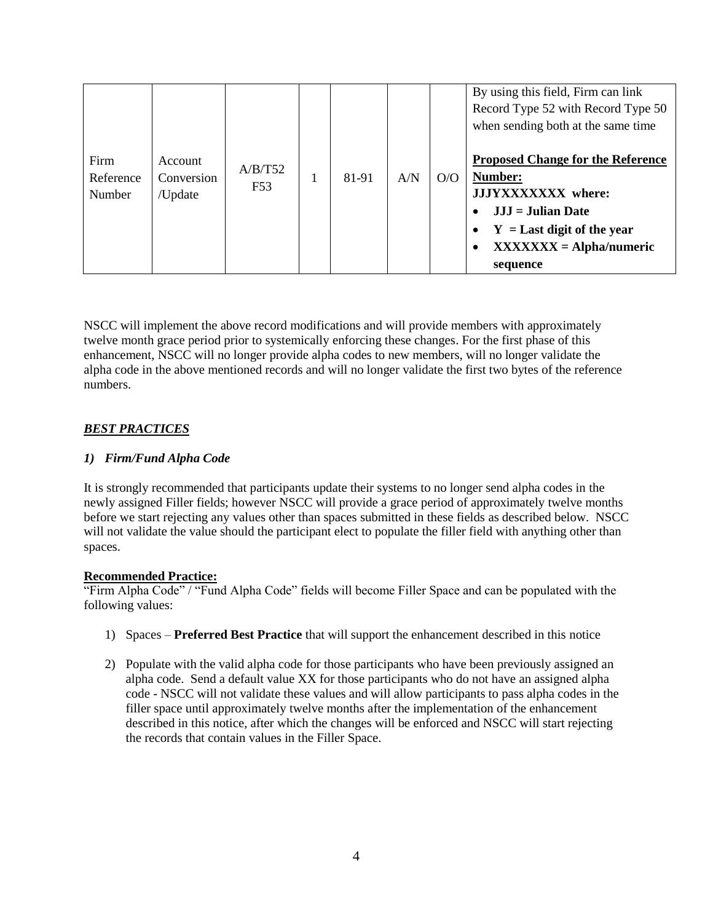| | | | | | | | |
|---|---|---|---|---|---|---|---|
| Firm Reference Number | Account Conversion /Update | A/B/T52 F53 | 1 | 81-91 | A/N | O/O | By using this field, Firm can link Record Type 52 with Record Type 50 when sending both at the same time<br><br>**Proposed Change for the Reference Number:**<br>**JJJYXXXXXXX where:**<br>• **JJJ = Julian Date**<br>• **Y = Last digit of the year**<br>• **XXXXXXX = Alpha/numeric sequence** |

NSCC will implement the above record modifications and will provide members with approximately twelve month grace period prior to systemically enforcing these changes. For the first phase of this enhancement, NSCC will no longer provide alpha codes to new members, will no longer validate the alpha code in the above mentioned records and will no longer validate the first two bytes of the reference numbers.

## ***BEST PRACTICES***

### *1) Firm/Fund Alpha Code*

It is strongly recommended that participants update their systems to no longer send alpha codes in the newly assigned Filler fields; however NSCC will provide a grace period of approximately twelve months before we start rejecting any values other than spaces submitted in these fields as described below. NSCC will not validate the value should the participant elect to populate the filler field with anything other than spaces.

**Recommended Practice:**

"Firm Alpha Code" / "Fund Alpha Code" fields will become Filler Space and can be populated with the following values:

1) Spaces – **Preferred Best Practice** that will support the enhancement described in this notice

2) Populate with the valid alpha code for those participants who have been previously assigned an alpha code. Send a default value XX for those participants who do not have an assigned alpha code - NSCC will not validate these values and will allow participants to pass alpha codes in the filler space until approximately twelve months after the implementation of the enhancement described in this notice, after which the changes will be enforced and NSCC will start rejecting the records that contain values in the Filler Space.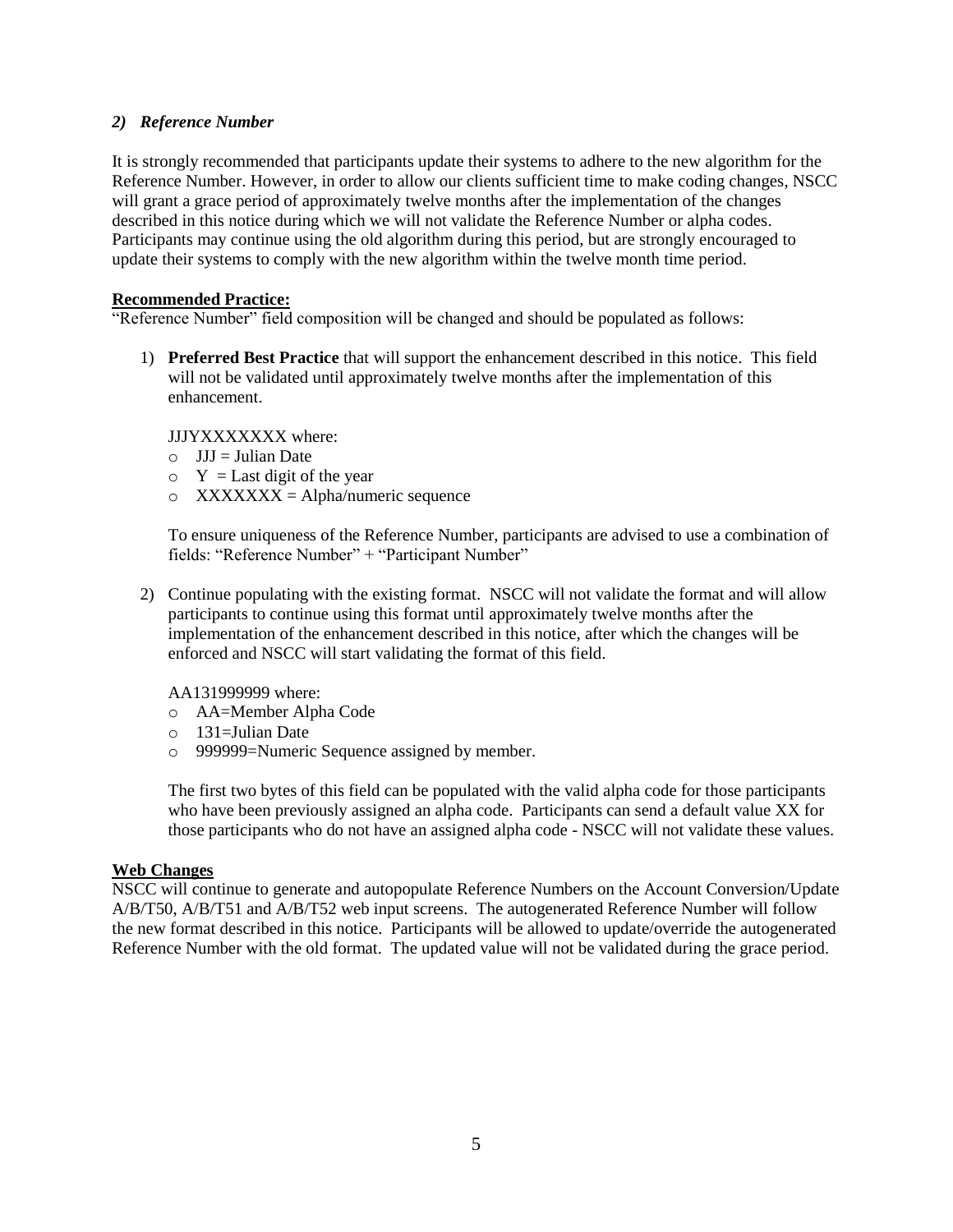### *2) Reference Number*

It is strongly recommended that participants update their systems to adhere to the new algorithm for the Reference Number. However, in order to allow our clients sufficient time to make coding changes, NSCC will grant a grace period of approximately twelve months after the implementation of the changes described in this notice during which we will not validate the Reference Number or alpha codes. Participants may continue using the old algorithm during this period, but are strongly encouraged to update their systems to comply with the new algorithm within the twelve month time period.

**Recommended Practice:**

"Reference Number" field composition will be changed and should be populated as follows:

1) **Preferred Best Practice** that will support the enhancement described in this notice. This field will not be validated until approximately twelve months after the implementation of this enhancement.

   JJJYXXXXXXX where:
   - JJJ = Julian Date
   - Y = Last digit of the year
   - XXXXXXX = Alpha/numeric sequence

   To ensure uniqueness of the Reference Number, participants are advised to use a combination of fields: "Reference Number" + "Participant Number"

2) Continue populating with the existing format. NSCC will not validate the format and will allow participants to continue using this format until approximately twelve months after the implementation of the enhancement described in this notice, after which the changes will be enforced and NSCC will start validating the format of this field.

   AA131999999 where:
   - AA=Member Alpha Code
   - 131=Julian Date
   - 999999=Numeric Sequence assigned by member.

   The first two bytes of this field can be populated with the valid alpha code for those participants who have been previously assigned an alpha code. Participants can send a default value XX for those participants who do not have an assigned alpha code - NSCC will not validate these values.

**Web Changes**

NSCC will continue to generate and autopopulate Reference Numbers on the Account Conversion/Update A/B/T50, A/B/T51 and A/B/T52 web input screens. The autogenerated Reference Number will follow the new format described in this notice. Participants will be allowed to update/override the autogenerated Reference Number with the old format. The updated value will not be validated during the grace period.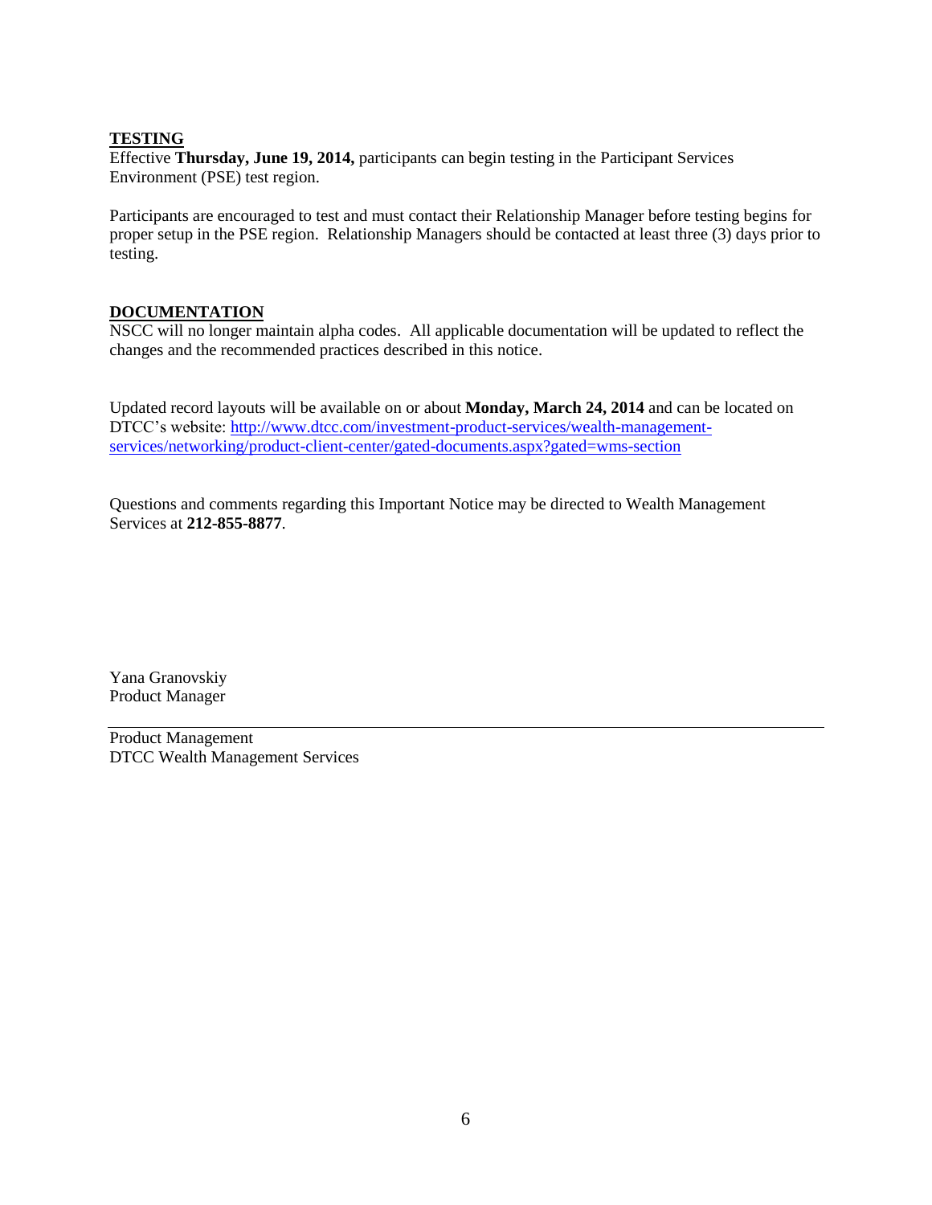## TESTING

Effective **Thursday, June 19, 2014,** participants can begin testing in the Participant Services Environment (PSE) test region.

Participants are encouraged to test and must contact their Relationship Manager before testing begins for proper setup in the PSE region. Relationship Managers should be contacted at least three (3) days prior to testing.

## DOCUMENTATION

NSCC will no longer maintain alpha codes. All applicable documentation will be updated to reflect the changes and the recommended practices described in this notice.

Updated record layouts will be available on or about **Monday, March 24, 2014** and can be located on DTCC's website: [http://www.dtcc.com/investment-product-services/wealth-management-services/networking/product-client-center/gated-documents.aspx?gated=wms-section](http://www.dtcc.com/investment-product-services/wealth-management-services/networking/product-client-center/gated-documents.aspx?gated=wms-section)

Questions and comments regarding this Important Notice may be directed to Wealth Management Services at **212-855-8877**.

Yana Granovskiy
Product Manager

---

Product Management
DTCC Wealth Management Services